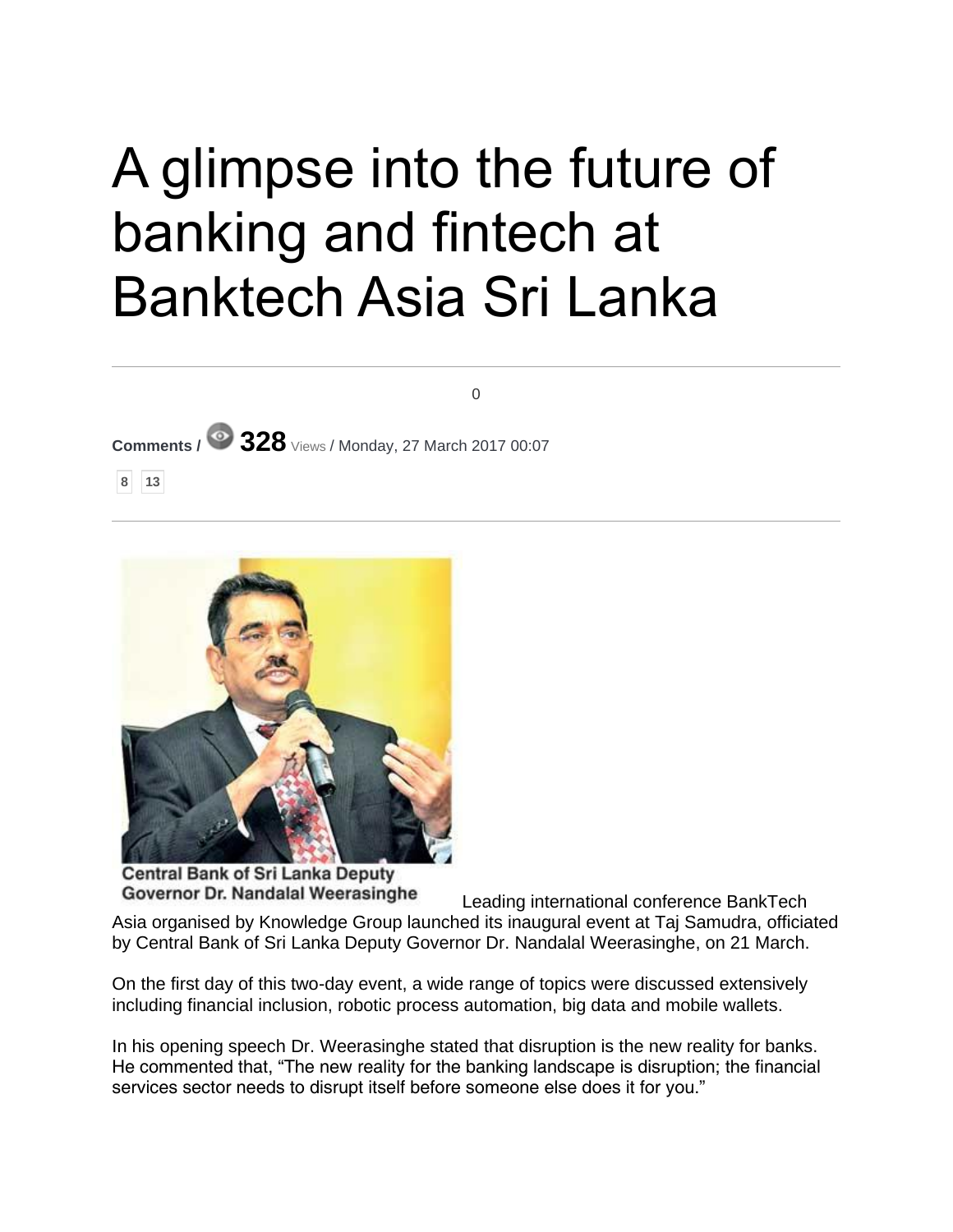# A glimpse into the future of banking and fintech at Banktech Asia Sri Lanka

0

**Comments /** **328** Views / Monday, 27 March 2017 00:07

8 13

Central Bank of Sri Lanka Deputy Governor Dr. Nandalal Weerasinghe

Leading international conference BankTech Asia organised by Knowledge Group launched its inaugural event at Taj Samudra, officiated by Central Bank of Sri Lanka Deputy Governor Dr. Nandalal Weerasinghe, on 21 March.

On the first day of this two-day event, a wide range of topics were discussed extensively including financial inclusion, robotic process automation, big data and mobile wallets.

In his opening speech Dr. Weerasinghe stated that disruption is the new reality for banks. He commented that, "The new reality for the banking landscape is disruption; the financial services sector needs to disrupt itself before someone else does it for you."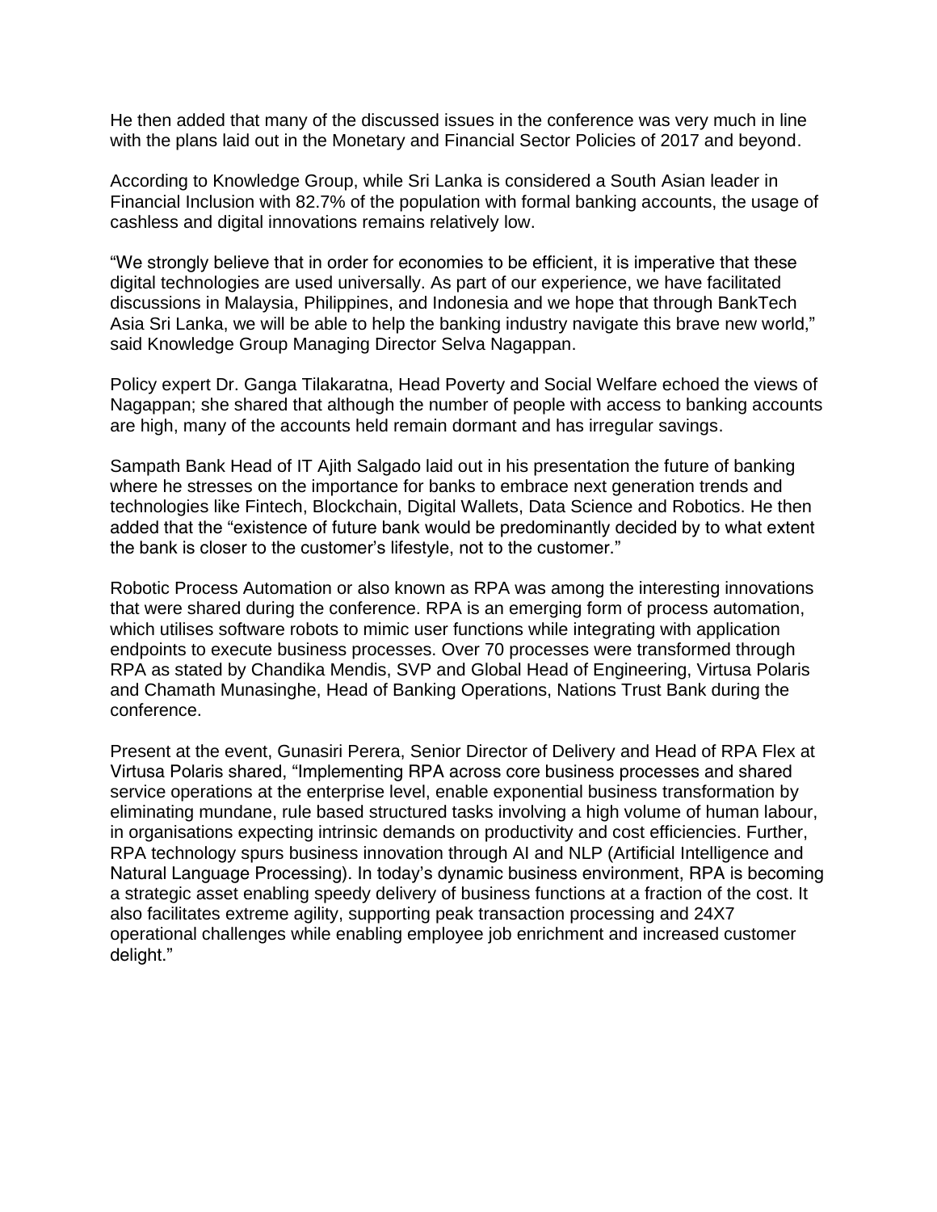He then added that many of the discussed issues in the conference was very much in line with the plans laid out in the Monetary and Financial Sector Policies of 2017 and beyond.

According to Knowledge Group, while Sri Lanka is considered a South Asian leader in Financial Inclusion with 82.7% of the population with formal banking accounts, the usage of cashless and digital innovations remains relatively low.

"We strongly believe that in order for economies to be efficient, it is imperative that these digital technologies are used universally. As part of our experience, we have facilitated discussions in Malaysia, Philippines, and Indonesia and we hope that through BankTech Asia Sri Lanka, we will be able to help the banking industry navigate this brave new world," said Knowledge Group Managing Director Selva Nagappan.

Policy expert Dr. Ganga Tilakaratna, Head Poverty and Social Welfare echoed the views of Nagappan; she shared that although the number of people with access to banking accounts are high, many of the accounts held remain dormant and has irregular savings.

Sampath Bank Head of IT Ajith Salgado laid out in his presentation the future of banking where he stresses on the importance for banks to embrace next generation trends and technologies like Fintech, Blockchain, Digital Wallets, Data Science and Robotics. He then added that the "existence of future bank would be predominantly decided by to what extent the bank is closer to the customer's lifestyle, not to the customer."

Robotic Process Automation or also known as RPA was among the interesting innovations that were shared during the conference. RPA is an emerging form of process automation, which utilises software robots to mimic user functions while integrating with application endpoints to execute business processes. Over 70 processes were transformed through RPA as stated by Chandika Mendis, SVP and Global Head of Engineering, Virtusa Polaris and Chamath Munasinghe, Head of Banking Operations, Nations Trust Bank during the conference.

Present at the event, Gunasiri Perera, Senior Director of Delivery and Head of RPA Flex at Virtusa Polaris shared, "Implementing RPA across core business processes and shared service operations at the enterprise level, enable exponential business transformation by eliminating mundane, rule based structured tasks involving a high volume of human labour, in organisations expecting intrinsic demands on productivity and cost efficiencies. Further, RPA technology spurs business innovation through AI and NLP (Artificial Intelligence and Natural Language Processing). In today's dynamic business environment, RPA is becoming a strategic asset enabling speedy delivery of business functions at a fraction of the cost. It also facilitates extreme agility, supporting peak transaction processing and 24X7 operational challenges while enabling employee job enrichment and increased customer delight."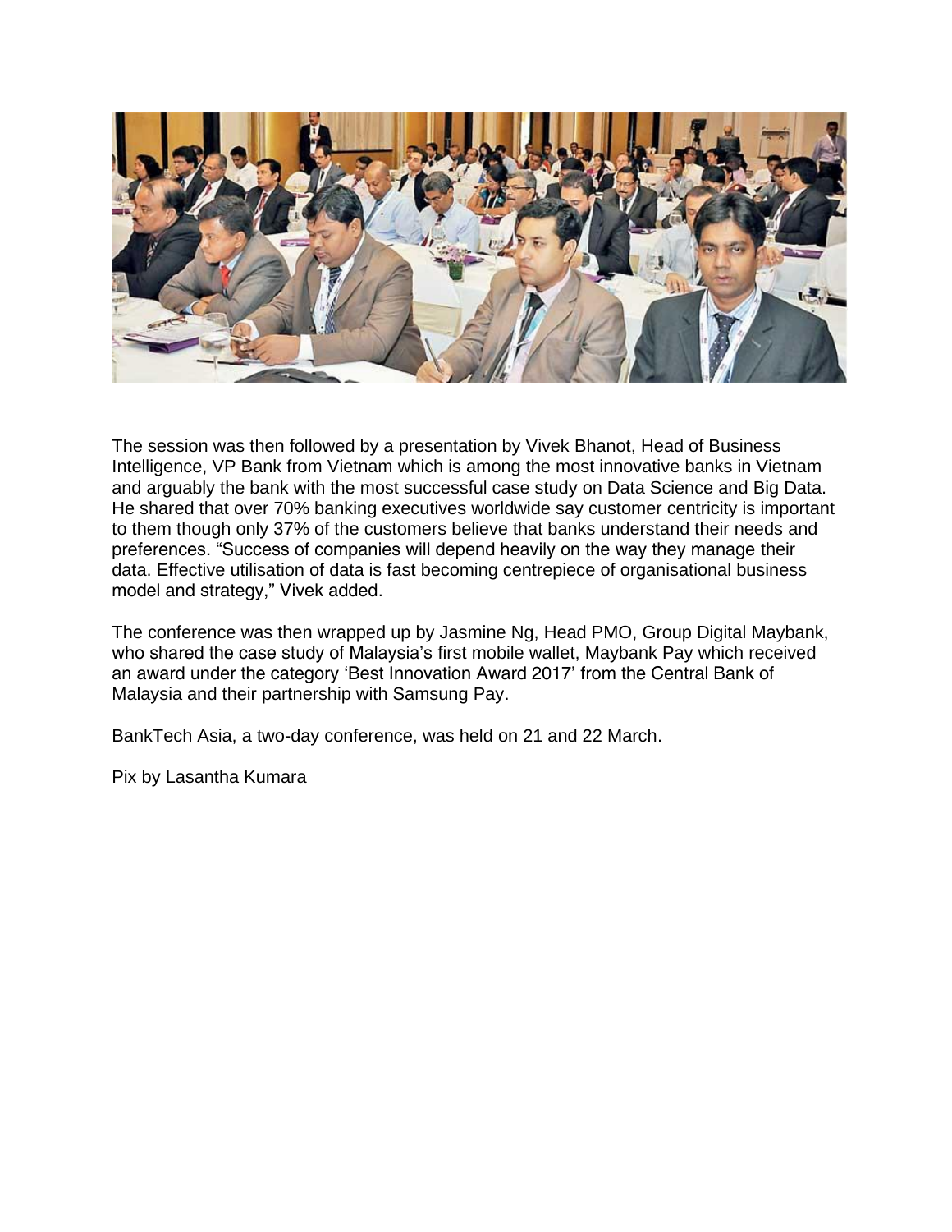The session was then followed by a presentation by Vivek Bhanot, Head of Business Intelligence, VP Bank from Vietnam which is among the most innovative banks in Vietnam and arguably the bank with the most successful case study on Data Science and Big Data. He shared that over 70% banking executives worldwide say customer centricity is important to them though only 37% of the customers believe that banks understand their needs and preferences. "Success of companies will depend heavily on the way they manage their data. Effective utilisation of data is fast becoming centrepiece of organisational business model and strategy," Vivek added.

The conference was then wrapped up by Jasmine Ng, Head PMO, Group Digital Maybank, who shared the case study of Malaysia's first mobile wallet, Maybank Pay which received an award under the category 'Best Innovation Award 2017' from the Central Bank of Malaysia and their partnership with Samsung Pay.

BankTech Asia, a two-day conference, was held on 21 and 22 March.

Pix by Lasantha Kumara